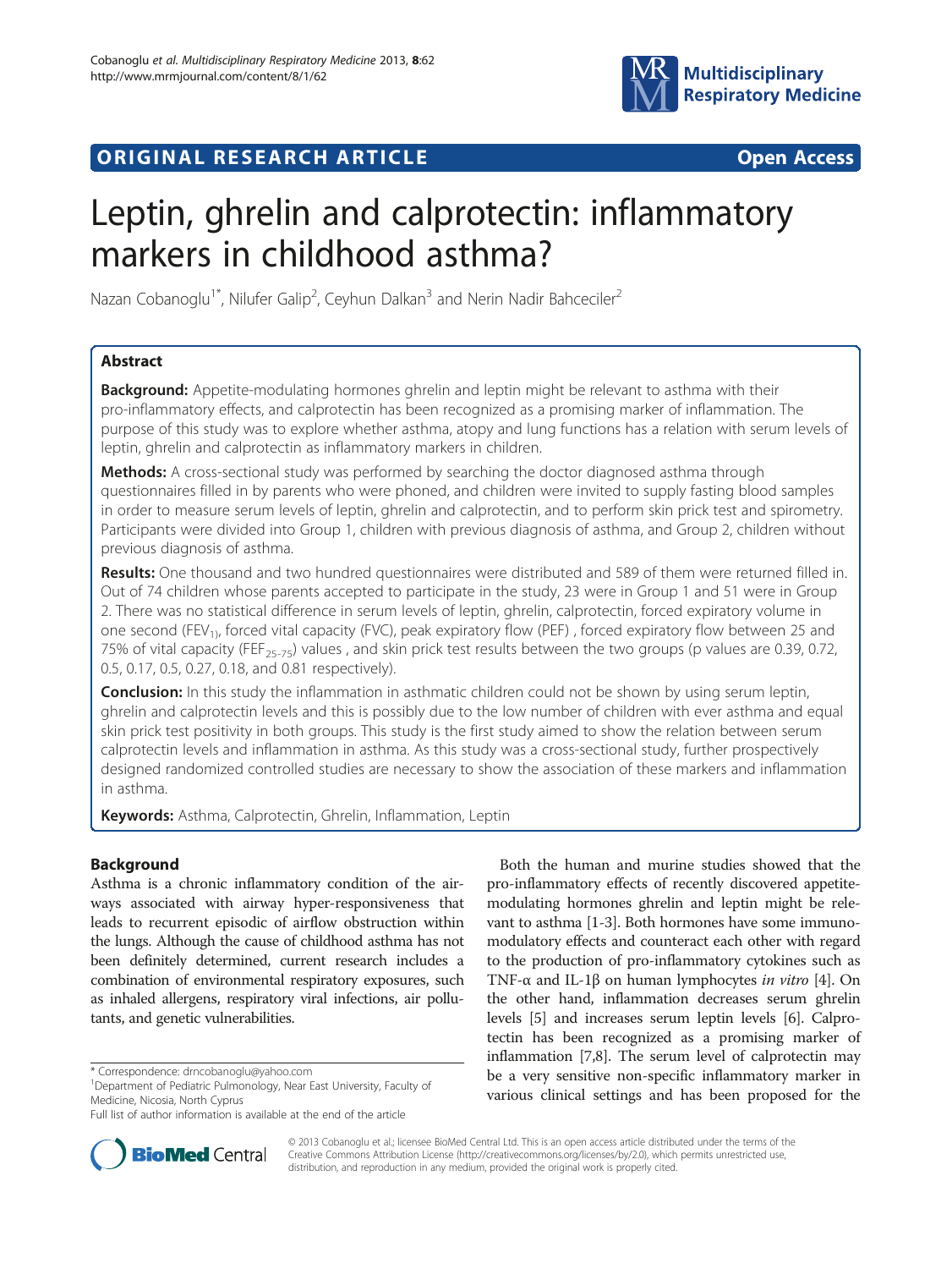ORIGINAL RESEARCH ARTICLE Open Access

# Leptin, ghrelin and calprotectin: inflammatory markers in childhood asthma?

Nazan Cobanoglu[1*], Nilufer Galip[2], Ceyhun Dalkan[3] and Nerin Nadir Bahceciler[2]

## Abstract

**Background:** Appetite-modulating hormones ghrelin and leptin might be relevant to asthma with their pro-inflammatory effects, and calprotectin has been recognized as a promising marker of inflammation. The purpose of this study was to explore whether asthma, atopy and lung functions has a relation with serum levels of leptin, ghrelin and calprotectin as inflammatory markers in children.

**Methods:** A cross-sectional study was performed by searching the doctor diagnosed asthma through questionnaires filled in by parents who were phoned, and children were invited to supply fasting blood samples in order to measure serum levels of leptin, ghrelin and calprotectin, and to perform skin prick test and spirometry. Participants were divided into Group 1, children with previous diagnosis of asthma, and Group 2, children without previous diagnosis of asthma.

**Results:** One thousand and two hundred questionnaires were distributed and 589 of them were returned filled in. Out of 74 children whose parents accepted to participate in the study, 23 were in Group 1 and 51 were in Group 2. There was no statistical difference in serum levels of leptin, ghrelin, calprotectin, forced expiratory volume in one second ($FEV_1$), forced vital capacity (FVC), peak expiratory flow (PEF) , forced expiratory flow between 25 and 75% of vital capacity ($FEF_{25-75}$) values , and skin prick test results between the two groups (p values are 0.39, 0.72, 0.5, 0.17, 0.5, 0.27, 0.18, and 0.81 respectively).

**Conclusion:** In this study the inflammation in asthmatic children could not be shown by using serum leptin, ghrelin and calprotectin levels and this is possibly due to the low number of children with ever asthma and equal skin prick test positivity in both groups. This study is the first study aimed to show the relation between serum calprotectin levels and inflammation in asthma. As this study was a cross-sectional study, further prospectively designed randomized controlled studies are necessary to show the association of these markers and inflammation in asthma.

**Keywords:** Asthma, Calprotectin, Ghrelin, Inflammation, Leptin

## Background

Asthma is a chronic inflammatory condition of the airways associated with airway hyper-responsiveness that leads to recurrent episodic of airflow obstruction within the lungs. Although the cause of childhood asthma has not been definitely determined, current research includes a combination of environmental respiratory exposures, such as inhaled allergens, respiratory viral infections, air pollutants, and genetic vulnerabilities.

Both the human and murine studies showed that the pro-inflammatory effects of recently discovered appetite-modulating hormones ghrelin and leptin might be relevant to asthma [1-3]. Both hormones have some immunomodulatory effects and counteract each other with regard to the production of pro-inflammatory cytokines such as TNF-α and IL-1β on human lymphocytes *in vitro* [4]. On the other hand, inflammation decreases serum ghrelin levels [5] and increases serum leptin levels [6]. Calprotectin has been recognized as a promising marker of inflammation [7,8]. The serum level of calprotectin may be a very sensitive non-specific inflammatory marker in various clinical settings and has been proposed for the

\* Correspondence: drncobanoglu@yahoo.com

[1]Department of Pediatric Pulmonology, Near East University, Faculty of Medicine, Nicosia, North Cyprus

Full list of author information is available at the end of the article

© 2013 Cobanoglu et al.; licensee BioMed Central Ltd. This is an open access article distributed under the terms of the Creative Commons Attribution License (http://creativecommons.org/licenses/by/2.0), which permits unrestricted use, distribution, and reproduction in any medium, provided the original work is properly cited.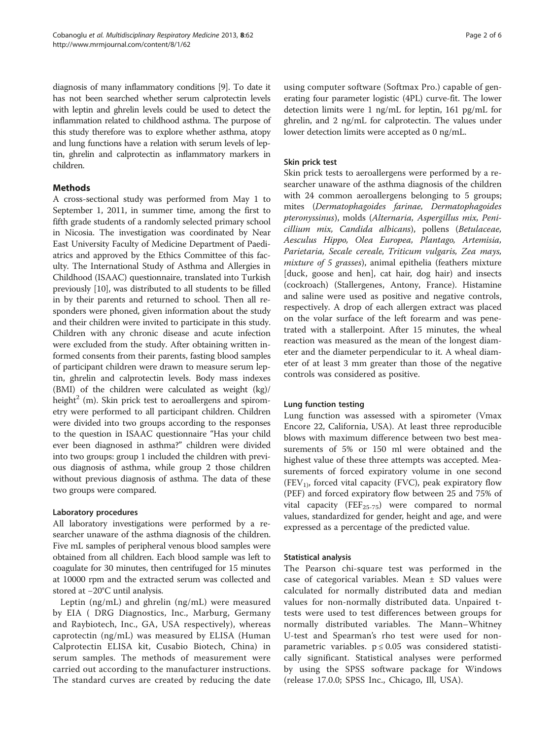diagnosis of many inflammatory conditions [9]. To date it has not been searched whether serum calprotectin levels with leptin and ghrelin levels could be used to detect the inflammation related to childhood asthma. The purpose of this study therefore was to explore whether asthma, atopy and lung functions have a relation with serum levels of leptin, ghrelin and calprotectin as inflammatory markers in children.

## Methods

A cross-sectional study was performed from May 1 to September 1, 2011, in summer time, among the first to fifth grade students of a randomly selected primary school in Nicosia. The investigation was coordinated by Near East University Faculty of Medicine Department of Paediatrics and approved by the Ethics Committee of this faculty. The International Study of Asthma and Allergies in Childhood (ISAAC) questionnaire, translated into Turkish previously [10], was distributed to all students to be filled in by their parents and returned to school. Then all responders were phoned, given information about the study and their children were invited to participate in this study. Children with any chronic disease and acute infection were excluded from the study. After obtaining written informed consents from their parents, fasting blood samples of participant children were drawn to measure serum leptin, ghrelin and calprotectin levels. Body mass indexes (BMI) of the children were calculated as weight (kg)/ height$^2$ (m). Skin prick test to aeroallergens and spirometry were performed to all participant children. Children were divided into two groups according to the responses to the question in ISAAC questionnaire "Has your child ever been diagnosed in asthma?" children were divided into two groups: group 1 included the children with previous diagnosis of asthma, while group 2 those children without previous diagnosis of asthma. The data of these two groups were compared.

### Laboratory procedures

All laboratory investigations were performed by a researcher unaware of the asthma diagnosis of the children. Five mL samples of peripheral venous blood samples were obtained from all children. Each blood sample was left to coagulate for 30 minutes, then centrifuged for 15 minutes at 10000 rpm and the extracted serum was collected and stored at −20°C until analysis.

Leptin (ng/mL) and ghrelin (ng/mL) were measured by EIA ( DRG Diagnostics, Inc., Marburg, Germany and Raybiotech, Inc., GA, USA respectively), whereas caprotectin (ng/mL) was measured by ELISA (Human Calprotectin ELISA kit, Cusabio Biotech, China) in serum samples. The methods of measurement were carried out according to the manufacturer instructions. The standard curves are created by reducing the date using computer software (Softmax Pro.) capable of generating four parameter logistic (4PL) curve-fit. The lower detection limits were 1 ng/mL for leptin, 161 pg/mL for ghrelin, and 2 ng/mL for calprotectin. The values under lower detection limits were accepted as 0 ng/mL.

### Skin prick test

Skin prick tests to aeroallergens were performed by a researcher unaware of the asthma diagnosis of the children with 24 common aeroallergens belonging to 5 groups; mites (*Dermatophagoides farinae, Dermatophagoides pteronyssinus*), molds (*Alternaria, Aspergillus mix, Penicillium mix, Candida albicans*), pollens (*Betulaceae, Aesculus Hippo, Olea Europea, Plantago, Artemisia, Parietaria, Secale cereale, Triticum vulgaris, Zea mays, mixture of 5 grasses*), animal epithelia (feathers mixture [duck, goose and hen], cat hair, dog hair) and insects (cockroach) (Stallergenes, Antony, France). Histamine and saline were used as positive and negative controls, respectively. A drop of each allergen extract was placed on the volar surface of the left forearm and was penetrated with a stallerpoint. After 15 minutes, the wheal reaction was measured as the mean of the longest diameter and the diameter perpendicular to it. A wheal diameter of at least 3 mm greater than those of the negative controls was considered as positive.

### Lung function testing

Lung function was assessed with a spirometer (Vmax Encore 22, California, USA). At least three reproducible blows with maximum difference between two best measurements of 5% or 150 ml were obtained and the highest value of these three attempts was accepted. Measurements of forced expiratory volume in one second ($FEV_1$), forced vital capacity (FVC), peak expiratory flow (PEF) and forced expiratory flow between 25 and 75% of vital capacity ($FEF_{25-75}$) were compared to normal values, standardized for gender, height and age, and were expressed as a percentage of the predicted value.

### Statistical analysis

The Pearson chi-square test was performed in the case of categorical variables. Mean ± SD values were calculated for normally distributed data and median values for non-normally distributed data. Unpaired t-tests were used to test differences between groups for normally distributed variables. The Mann–Whitney U-test and Spearman's rho test were used for non-parametric variables. $p \leq 0.05$ was considered statistically significant. Statistical analyses were performed by using the SPSS software package for Windows (release 17.0.0; SPSS Inc., Chicago, Ill, USA).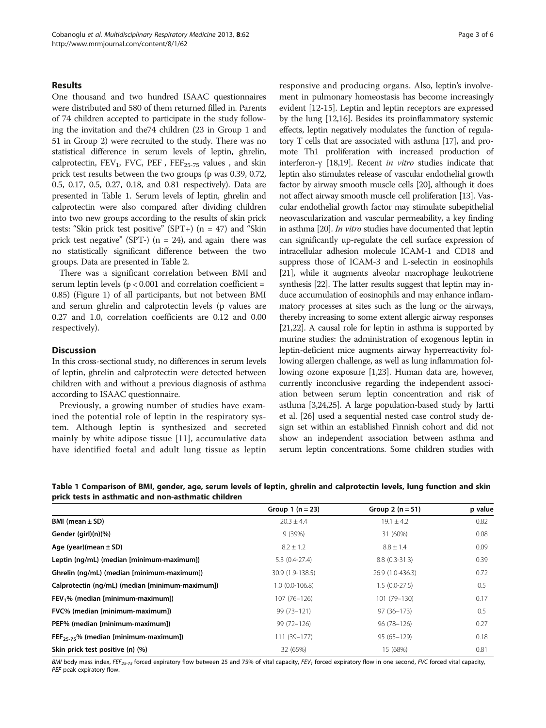## Results

One thousand and two hundred ISAAC questionnaires were distributed and 580 of them returned filled in. Parents of 74 children accepted to participate in the study following the invitation and the74 children (23 in Group 1 and 51 in Group 2) were recruited to the study. There was no statistical difference in serum levels of leptin, ghrelin, calprotectin, $FEV_1$, FVC, PEF , $FEF_{25-75}$ values , and skin prick test results between the two groups (p was 0.39, 0.72, 0.5, 0.17, 0.5, 0.27, 0.18, and 0.81 respectively). Data are presented in Table 1. Serum levels of leptin, ghrelin and calprotectin were also compared after dividing children into two new groups according to the results of skin prick tests: "Skin prick test positive" (SPT+) (n = 47) and "Skin prick test negative" (SPT-) (n = 24), and again there was no statistically significant difference between the two groups. Data are presented in Table 2.

There was a significant correlation between BMI and serum leptin levels ($p < 0.001$ and correlation coefficient = 0.85) (Figure 1) of all participants, but not between BMI and serum ghrelin and calprotectin levels (p values are 0.27 and 1.0, correlation coefficients are 0.12 and 0.00 respectively).

## Discussion

In this cross-sectional study, no differences in serum levels of leptin, ghrelin and calprotectin were detected between children with and without a previous diagnosis of asthma according to ISAAC questionnaire.

Previously, a growing number of studies have examined the potential role of leptin in the respiratory system. Although leptin is synthesized and secreted mainly by white adipose tissue [11], accumulative data have identified foetal and adult lung tissue as leptin responsive and producing organs. Also, leptin's involvement in pulmonary homeostasis has become increasingly evident [12-15]. Leptin and leptin receptors are expressed by the lung [12,16]. Besides its proinflammatory systemic effects, leptin negatively modulates the function of regulatory T cells that are associated with asthma [17], and promote Th1 proliferation with increased production of interferon-γ [18,19]. Recent *in vitro* studies indicate that leptin also stimulates release of vascular endothelial growth factor by airway smooth muscle cells [20], although it does not affect airway smooth muscle cell proliferation [13]. Vascular endothelial growth factor may stimulate subepithelial neovascularization and vascular permeability, a key finding in asthma [20]. *In vitro* studies have documented that leptin can significantly up-regulate the cell surface expression of intracellular adhesion molecule ICAM-1 and CD18 and suppress those of ICAM-3 and L-selectin in eosinophils [21], while it augments alveolar macrophage leukotriene synthesis [22]. The latter results suggest that leptin may induce accumulation of eosinophils and may enhance inflammatory processes at sites such as the lung or the airways, thereby increasing to some extent allergic airway responses [21,22]. A causal role for leptin in asthma is supported by murine studies: the administration of exogenous leptin in leptin-deficient mice augments airway hyperreactivity following allergen challenge, as well as lung inflammation following ozone exposure [1,23]. Human data are, however, currently inconclusive regarding the independent association between serum leptin concentration and risk of asthma [3,24,25]. A large population-based study by Jartti et al. [26] used a sequential nested case control study design set within an established Finnish cohort and did not show an independent association between asthma and serum leptin concentrations. Some children studies with

**Table 1 Comparison of BMI, gender, age, serum levels of leptin, ghrelin and calprotectin levels, lung function and skin prick tests in asthmatic and non-asthmatic children**

| | Group 1 (n = 23) | Group 2 (n = 51) | p value |
|---|---|---|---|
| **BMI (mean ± SD)** | 20.3 ± 4.4 | 19.1 ± 4.2 | 0.82 |
| **Gender (girl)(n)(%)** | 9 (39%) | 31 (60%) | 0.08 |
| **Age (year)(mean ± SD)** | 8.2 ± 1.2 | 8.8 ± 1.4 | 0.09 |
| **Leptin (ng/mL) (median [minimum-maximum])** | 5.3 (0.4-27.4) | 8.8 (0.3-31.3) | 0.39 |
| **Ghrelin (ng/mL) (median [minimum-maximum])** | 30.9 (1.9-138.5) | 26.9 (1.0-436.3) | 0.72 |
| **Calprotectin (ng/mL) (median [minimum-maximum])** | 1.0 (0.0-106.8) | 1.5 (0.0-27.5) | 0.5 |
| **$FEV_1$% (median [minimum-maximum])** | 107 (76–126) | 101 (79–130) | 0.17 |
| **FVC% (median [minimum-maximum])** | 99 (73–121) | 97 (36–173) | 0.5 |
| **PEF% (median [minimum-maximum])** | 99 (72–126) | 96 (78–126) | 0.27 |
| **$FEF_{25-75}$% (median [minimum-maximum])** | 111 (39–177) | 95 (65–129) | 0.18 |
| **Skin prick test positive (n) (%)** | 32 (65%) | 15 (68%) | 0.81 |

*BMI* body mass index, *$FEF_{25-75}$* forced expiratory flow between 25 and 75% of vital capacity, *$FEV_1$* forced expiratory flow in one second, *FVC* forced vital capacity, *PEF* peak expiratory flow.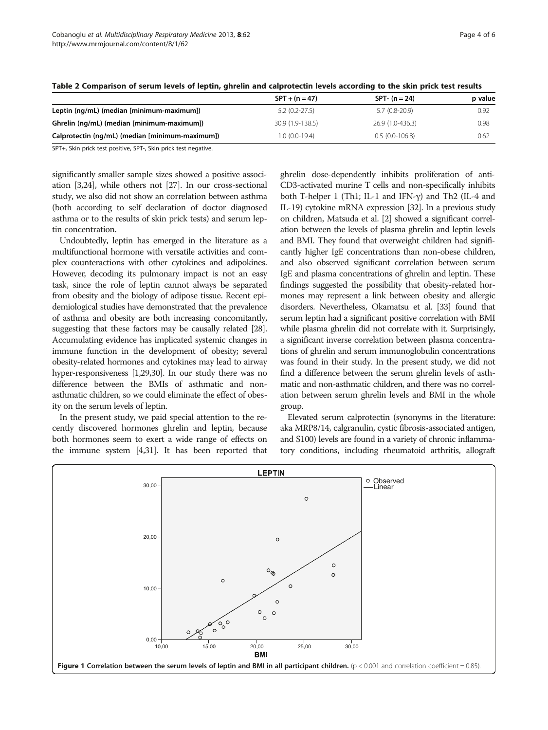**Table 2 Comparison of serum levels of leptin, ghrelin and calprotectin levels according to the skin prick test results**

| | SPT + (n = 47) | SPT- (n = 24) | p value |
|---|---|---|---|
| **Leptin (ng/mL) (median [minimum-maximum])** | 5.2 (0.2-27.5) | 5.7 (0.8-20.9) | 0.92 |
| **Ghrelin (ng/mL) (median [minimum-maximum])** | 30.9 (1.9-138.5) | 26.9 (1.0-436.3) | 0.98 |
| **Calprotectin (ng/mL) (median [minimum-maximum])** | 1.0 (0.0-19.4) | 0.5 (0.0-106.8) | 0.62 |

SPT+, Skin prick test positive, SPT-, Skin prick test negative.

significantly smaller sample sizes showed a positive association [3,24], while others not [27]. In our cross-sectional study, we also did not show an correlation between asthma (both according to self declaration of doctor diagnosed asthma or to the results of skin prick tests) and serum leptin concentration.

Undoubtedly, leptin has emerged in the literature as a multifunctional hormone with versatile activities and complex counteractions with other cytokines and adipokines. However, decoding its pulmonary impact is not an easy task, since the role of leptin cannot always be separated from obesity and the biology of adipose tissue. Recent epidemiological studies have demonstrated that the prevalence of asthma and obesity are both increasing concomitantly, suggesting that these factors may be causally related [28]. Accumulating evidence has implicated systemic changes in immune function in the development of obesity; several obesity-related hormones and cytokines may lead to airway hyper-responsiveness [1,29,30]. In our study there was no difference between the BMIs of asthmatic and non-asthmatic children, so we could eliminate the effect of obesity on the serum levels of leptin.

In the present study, we paid special attention to the recently discovered hormones ghrelin and leptin, because both hormones seem to exert a wide range of effects on the immune system [4,31]. It has been reported that ghrelin dose-dependently inhibits proliferation of anti-CD3-activated murine T cells and non-specifically inhibits both T-helper 1 (Th1; IL-1 and IFN-γ) and Th2 (IL-4 and IL-19) cytokine mRNA expression [32]. In a previous study on children, Matsuda et al. [2] showed a significant correlation between the levels of plasma ghrelin and leptin levels and BMI. They found that overweight children had significantly higher IgE concentrations than non-obese children, and also observed significant correlation between serum IgE and plasma concentrations of ghrelin and leptin. These findings suggested the possibility that obesity-related hormones may represent a link between obesity and allergic disorders. Nevertheless, Okamatsu et al. [33] found that serum leptin had a significant positive correlation with BMI while plasma ghrelin did not correlate with it. Surprisingly, a significant inverse correlation between plasma concentrations of ghrelin and serum immunoglobulin concentrations was found in their study. In the present study, we did not find a difference between the serum ghrelin levels of asthmatic and non-asthmatic children, and there was no correlation between serum ghrelin levels and BMI in the whole group.

Elevated serum calprotectin (synonyms in the literature: aka MRP8/14, calgranulin, cystic fibrosis-associated antigen, and S100) levels are found in a variety of chronic inflammatory conditions, including rheumatoid arthritis, allograft

**Figure 1 Correlation between the serum levels of leptin and BMI in all participant children.** ($p < 0.001$ and correlation coefficient = 0.85).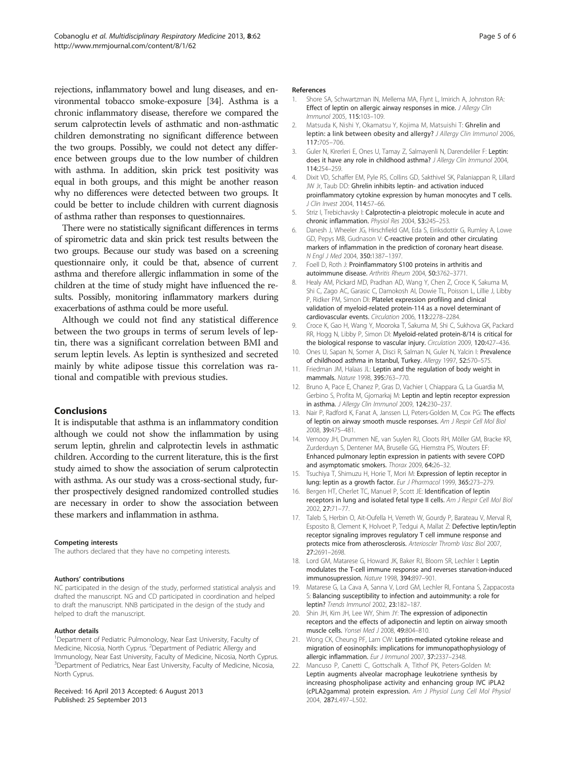rejections, inflammatory bowel and lung diseases, and environmental tobacco smoke-exposure [34]. Asthma is a chronic inflammatory disease, therefore we compared the serum calprotectin levels of asthmatic and non-asthmatic children demonstrating no significant difference between the two groups. Possibly, we could not detect any difference between groups due to the low number of children with asthma. In addition, skin prick test positivity was equal in both groups, and this might be another reason why no differences were detected between two groups. It could be better to include children with current diagnosis of asthma rather than responses to questionnaires.

There were no statistically significant differences in terms of spirometric data and skin prick test results between the two groups. Because our study was based on a screening questionnaire only, it could be that, absence of current asthma and therefore allergic inflammation in some of the children at the time of study might have influenced the results. Possibly, monitoring inflammatory markers during exacerbations of asthma could be more useful.

Although we could not find any statistical difference between the two groups in terms of serum levels of leptin, there was a significant correlation between BMI and serum leptin levels. As leptin is synthesized and secreted mainly by white adipose tissue this correlation was rational and compatible with previous studies.

## Conclusions

It is indisputable that asthma is an inflammatory condition although we could not show the inflammation by using serum leptin, ghrelin and calprotectin levels in asthmatic children. According to the current literature, this is the first study aimed to show the association of serum calprotectin with asthma. As our study was a cross-sectional study, further prospectively designed randomized controlled studies are necessary in order to show the association between these markers and inflammation in asthma.

#### Competing interests

The authors declared that they have no competing interests.

#### Authors' contributions

NC participated in the design of the study, performed statistical analysis and drafted the manuscript. NG and CD participated in coordination and helped to draft the manuscript. NNB participated in the design of the study and helped to draft the manuscript.

#### Author details

[1]Department of Pediatric Pulmonology, Near East University, Faculty of Medicine, Nicosia, North Cyprus. [2]Department of Pediatric Allergy and Immunology, Near East University, Faculty of Medicine, Nicosia, North Cyprus. [3]Department of Pediatrics, Near East University, Faculty of Medicine, Nicosia, North Cyprus.

Received: 16 April 2013 Accepted: 6 August 2013
Published: 25 September 2013

#### References

1. Shore SA, Schwartzman IN, Mellema MA, Flynt L, Imirich A, Johnston RA: **Effect of leptin on allergic airway responses in mice.** *J Allergy Clin Immunol* 2005, **115:**103–109.
2. Matsuda K, Nishi Y, Okamatsu Y, Kojima M, Matsuishi T: **Ghrelin and leptin: a link between obesity and allergy?** *J Allergy Clin Immunol* 2006, **117:**705–706.
3. Guler N, Kirerleri E, Ones U, Tamay Z, Salmayenli N, Darendeliler F: **Leptin: does it have any role in childhood asthma?** *J Allergy Clin Immunol* 2004, **114:**254–259.
4. Dixit VD, Schaffer EM, Pyle RS, Collins GD, Sakthivel SK, Palaniappan R, Lillard JW Jr, Taub DD: **Ghrelin inhibits leptin- and activation induced proinflammatory cytokine expression by human monocytes and T cells.** *J Clin Invest* 2004, **114:**57–66.
5. Striz I, Trebichavsky I: **Calprotectin-a pleiotropic molecule in acute and chronic inflammation.** *Physiol Res* 2004, **53:**245–253.
6. Danesh J, Wheeler JG, Hirschfield GM, Eda S, Eiriksdottir G, Rumley A, Lowe GD, Pepys MB, Gudnason V: **C-reactive protein and other circulating markers of inflammation in the prediction of coronary heart disease.** *N Engl J Med* 2004, **350:**1387–1397.
7. Foell D, Roth J: **Proinflammatory S100 proteins in arthritis and autoimmune disease.** *Arthritis Rheum* 2004, **50:**3762–3771.
8. Healy AM, Pickard MD, Pradhan AD, Wang Y, Chen Z, Croce K, Sakuma M, Shi C, Zago AC, Garasic C, Damokosh AI, Dowie TL, Poisson L, Lillie J, Libby P, Ridker PM, Simon DI: **Platelet expression profiling and clinical validation of myeloid-related protein-114 as a novel determinant of cardiovascular events.** *Circulation* 2006, **113:**2278–2284.
9. Croce K, Gao H, Wang Y, Mooroka T, Sakuma M, Shi C, Sukhova GK, Packard RR, Hogg N, Libby P, Simon DI: **Myeloid-related protein-8/14 is critical for the biological response to vascular injury.** *Circulation* 2009, **120:**427–436.
10. Ones U, Sapan N, Somer A, Disci R, Salman N, Guler N, Yalcin I: **Prevalence of childhood asthma in Istanbul, Turkey.** *Allergy* 1997, **52:**570–575.
11. Friedman JM, Halaas JL: **Leptin and the regulation of body weight in mammals.** *Nature* 1998, **395:**763–770.
12. Bruno A, Pace E, Chanez P, Gras D, Vachier I, Chiappara G, La Guardia M, Gerbino S, Profita M, Gjomarkaj M: **Leptin and leptin receptor expression in asthma.** *J Allergy Clin Immunol* 2009, **124:**230–237.
13. Nair P, Radford K, Fanat A, Janssen LJ, Peters-Golden M, Cox PG: **The effects of leptin on airway smooth muscle responses.** *Am J Respir Cell Mol Biol* 2008, **39:**475–481.
14. Vernooy JH, Drummen NE, van Suylen RJ, Cloots RH, Möller GM, Bracke KR, Zurderduyn S, Dentener MA, Bruselle GG, Hiemstra PS, Wouters EF: **Enhanced pulmonary leptin expression in patients with severe COPD and asymptomatic smokers.** *Thorax* 2009, **64:**26–32.
15. Tsuchiya T, Shimuzu H, Horie T, Mori M: **Expression of leptin receptor in lung: leptin as a growth factor.** *Eur J Pharmacol* 1999, **365:**273–279.
16. Bergen HT, Cherlet TC, Manuel P, Scott JE: **Identification of leptin receptors in lung and isolated fetal type II cells.** *Am J Respir Cell Mol Biol* 2002, **27:**71–77.
17. Taleb S, Herbin O, Ait-Oufella H, Verreth W, Gourdy P, Barateau V, Merval R, Esposito B, Clement K, Holvoet P, Tedgui A, Mallat Z: **Defective leptin/leptin receptor signaling improves regulatory T cell immune response and protects mice from atherosclerosis.** *Arterioscler Thromb Vasc Biol* 2007, **27:**2691–2698.
18. Lord GM, Matarese G, Howard JK, Baker RJ, Bloom SR, Lechler I: **Leptin modulates the T-cell immune response and reverses starvation-induced immunosupression.** *Nature* 1998, **394:**897–901.
19. Matarese G, La Cava A, Sanna V, Lord GM, Lechler RI, Fontana S, Zappacosta S: **Balancing susceptibility to infection and autoimmunity: a role for leptin?** *Trends Immunol* 2002, **23:**182–187.
20. Shin JH, Kim JH, Lee WY, Shim JY: **The expression of adiponectin receptors and the effects of adiponectin and leptin on airway smooth muscle cells.** *Yonsei Med J* 2008, **49:**804–810.
21. Wong CK, Cheung PF, Lam CW: **Leptin-mediated cytokine release and migration of eosinophils: implications for immunopathophysiology of allergic inflammation.** *Eur J Immunol* 2007, **37:**2337–2348.
22. Mancuso P, Canetti C, Gottschalk A, Tithof PK, Peters-Golden M: **Leptin augments alveolar macrophage leukotriene synthesis by increasing phospholipase activity and enhancing group IVC iPLA2 (cPLA2gamma) protein expression.** *Am J Physiol Lung Cell Mol Physiol* 2004, **287:**L497–L502.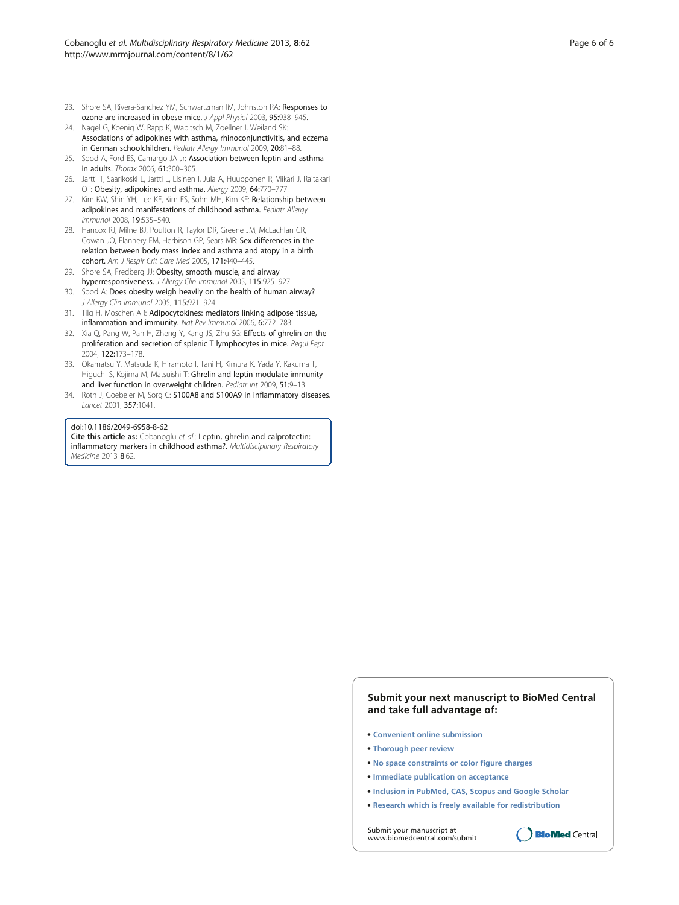23. Shore SA, Rivera-Sanchez YM, Schwartzman IM, Johnston RA: **Responses to ozone are increased in obese mice.** *J Appl Physiol* 2003, **95:**938–945.
24. Nagel G, Koenig W, Rapp K, Wabitsch M, Zoellner I, Weiland SK: **Associations of adipokines with asthma, rhinoconjunctivitis, and eczema in German schoolchildren.** *Pediatr Allergy Immunol* 2009, **20:**81–88.
25. Sood A, Ford ES, Camargo JA Jr: **Association between leptin and asthma in adults.** *Thorax* 2006, **61:**300–305.
26. Jartti T, Saarikoski L, Jartti L, Lisinen I, Jula A, Huupponen R, Viikari J, Raitakari OT: **Obesity, adipokines and asthma.** *Allergy* 2009, **64:**770–777.
27. Kim KW, Shin YH, Lee KE, Kim ES, Sohn MH, Kim KE: **Relationship between adipokines and manifestations of childhood asthma.** *Pediatr Allergy Immunol* 2008, **19:**535–540.
28. Hancox RJ, Milne BJ, Poulton R, Taylor DR, Greene JM, McLachlan CR, Cowan JO, Flannery EM, Herbison GP, Sears MR: **Sex differences in the relation between body mass index and asthma and atopy in a birth cohort.** *Am J Respir Crit Care Med* 2005, **171:**440–445.
29. Shore SA, Fredberg JJ: **Obesity, smooth muscle, and airway hyperresponsiveness.** *J Allergy Clin Immunol* 2005, **115:**925–927.
30. Sood A: **Does obesity weigh heavily on the health of human airway?** *J Allergy Clin Immunol* 2005, **115:**921–924.
31. Tilg H, Moschen AR: **Adipocytokines: mediators linking adipose tissue, inflammation and immunity.** *Nat Rev Immunol* 2006, **6:**772–783.
32. Xia Q, Pang W, Pan H, Zheng Y, Kang JS, Zhu SG: **Effects of ghrelin on the proliferation and secretion of splenic T lymphocytes in mice.** *Regul Pept* 2004, **122:**173–178.
33. Okamatsu Y, Matsuda K, Hiramoto I, Tani H, Kimura K, Yada Y, Kakuma T, Higuchi S, Kojima M, Matsuishi T: **Ghrelin and leptin modulate immunity and liver function in overweight children.** *Pediatr Int* 2009, **51:**9–13.
34. Roth J, Goebeler M, Sorg C: **S100A8 and S100A9 in inflammatory diseases.** *Lancet* 2001, **357:**1041.

doi:10.1186/2049-6958-8-62

**Cite this article as:** Cobanoglu *et al.*: Leptin, ghrelin and calprotectin: inflammatory markers in childhood asthma?. *Multidisciplinary Respiratory Medicine* 2013 **8:**62.

**Submit your next manuscript to BioMed Central and take full advantage of:**

- **Convenient online submission**
- **Thorough peer review**
- **No space constraints or color figure charges**
- **Immediate publication on acceptance**
- **Inclusion in PubMed, CAS, Scopus and Google Scholar**
- **Research which is freely available for redistribution**

Submit your manuscript at www.biomedcentral.com/submit

BioMed Central